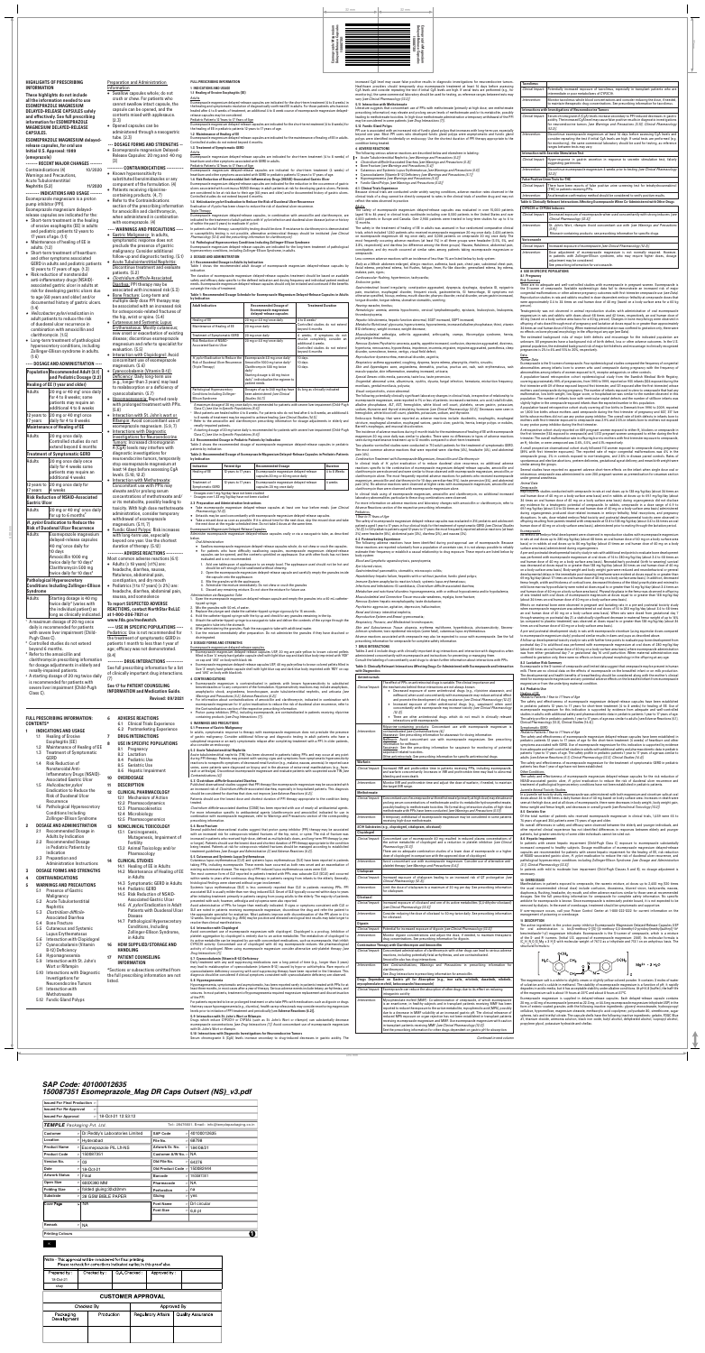**HIGHLIGHTS OF PRESCRIBING INFORMATION**

**These highlights do not include all the information needed to use ESOMEPRAZOLE MAGNESIUM DELAYED-RELEASE CAPSULES safely and effectively. See full prescribing information for ESOMEPRAZOLE MAGNESIUM DELAYED-RELEASE CAPSULES.**

**ESOMEPRAZOLE MAGNESIUM delayed-release capsules, for oral use**
**Initial U.S. Approval: 1989 (omeprazole)**

**--- RECENT MAJOR CHANGES ---**

Contraindications (4) 10/2020
Warnings and Precautions, Acute Tubulointerstitial Nephritis (5.2) 11/2020

**--- INDICATIONS AND USAGE ---**

Esomeprazole magnesium delayed-release capsules are indicated for the:

- Short-term treatment in the healing of erosive esophagitis (EE) in adults and pediatric patients 12 years to 17 years of age. (1.1)
- Maintenance of healing of EE in adults. (1.2)
- Short-term treatment of heartburn and other symptoms associated with GERD in adults and pediatric patients 12 years to 17 years of age. (1.3)
- Risk reduction of nonsteroidal anti-inflammatory drug (NSAID)-associated gastric ulcer in adults at risk for developing gastric ulcers due to age (60 years and older) and/or documented history of gastric ulcers. (1.4)
- *H. pylori* eradication to reduce the risk of duodenal ulcer recurrence in combination with amoxicillin and clarithromycin. (1.5)
- Long-term treatment of pathological hypersecretory conditions, including Zollinger-Ellison syndrome in adults. (1.6)

**--- DOSAGE AND ADMINISTRATION ---**

| Population | Recommended Adult [2.1] and Pediatric Dosage [2.2] |
|---|---|
| **Healing of EE (1 year and older)** | |
| Adults | 20 mg or 40 mg once daily for 4 to 8 weeks; some patients may require an additional 4 to 8 weeks |
| 12 years to 17 years | 20 mg or 40 mg once daily for 4 to 8 weeks |
| **Maintenance of Healing of EE** | |
| Adults | 20 mg once daily. Controlled studies do not extend beyond 6 months |
| **Treatment of Symptomatic GERD** | |
| Adults | 20 mg once daily for 4 weeks; if symptoms do not resolve, consider an additional 4 weeks |
| 12 years to 17 years | 20 mg once daily for 4 weeks |
| **Risk Reduction of NSAID-Associated Gastric Ulcer** | |
| Adults | 20 mg or 40 mg once daily for up to 6 months |
| ***H. pylori* Eradication to Reduce the Risk of Duodenal Ulcer Recurrence** | |
| Adults | Esomeprazole magnesium delayed-release capsules 40 mg once daily for 10 days; Amoxicillin 1000 mg twice daily for 10 days; Clarithromycin 500 mg twice daily for 10 days |
| **Pathological Hypersecretory Conditions Including Zollinger-Ellison Syndrome** | |
| Adults | Starting dosage is 40 mg twice daily; varies with the individual patient as long as clinically indicated |

- A maximum dosage of 20 mg once daily is recommended for patients with severe liver impairment (Child-Pugh Class C).
- Controlled studies did not extend beyond 6 months.
- Refer to the amoxicillin and clarithromycin prescribing information for dosage adjustments in elderly and renally-impaired patients.
- A starting dosage of 20 mg twice daily is recommended for patients with severe liver impairment (Child-Pugh Class C).

Preparation and Administration Instructions:

- Swallow capsules whole; do not crush or chew. For patients who cannot swallow intact capsule, the capsule can be opened, and the contents mixed with applesauce. (2.3)
- Opened capsules can be administered through a nasogastric tube. (2.3)

**--- DOSAGE FORMS AND STRENGTHS ---**

- Esomeprazole magnesium Delayed-Release Capsules: 20 mg and 40 mg. (3)

**--- CONTRAINDICATIONS ---**

- Known hypersensitivity to substituted benzimidazoles or any component of the formulation. (4)
- Patients receiving rilpivirine-containing products. (4, 7)
- Refer to the Contraindications section of the prescribing information for amoxicillin and clarithromycin, when administered in combination with esomeprazole. (4)

**--- WARNINGS AND PRECAUTIONS ---**

- Gastric Malignancy: In adults, symptomatic response does not preclude the presence of gastric malignancy. Consider additional follow-up and diagnostic testing. (5.1)
- Acute Tubulointerstitial Nephritis: Discontinue treatment and evaluate patients. (5.2)
- *Clostridium difficile*-Associated Diarrhea: PPI therapy may be associated with increased risk. (5.3)
- Bone Fracture: Long-term and multiple daily dose PPI therapy may be associated with an increased risk for osteoporosis-related fractures of the hip, wrist or spine. (5.4)
- Cutaneous and Systemic Lupus Erythematosus: Mostly cutaneous; new onset or exacerbation of existing disease; discontinue esomeprazole magnesium and refer to specialist for evaluation. (5.5)
- Interaction with Clopidogrel: Avoid concomitant use of esomeprazole magnesium. (5.6)
- Cyanocobalamin (Vitamin B-12) Deficiency: Daily long-term use (e.g., longer than 3 years) may lead to malabsorption or a deficiency of cyanocobalamin. (5.7)
- Hypomagnesemia: Reported rarely with prolonged treatment with PPIs. (5.8)
- Interaction with St. John's Wort or Rifampin: Avoid concomitant use of esomeprazole magnesium. (5.9)
- Interactions with Diagnostic Investigations for Neuroendocrine Tumors: Increases in Chromogranin A (CgA) levels may interfere with diagnostic investigations for neuroendocrine tumors. Temporarily stop esomeprazole magnesium at least 14 days before assessing CgA levels. (5.10, 12.2)
- Interaction with Methotrexate: Concomitant use with PPIs may elevate and/or prolong serum concentrations of methotrexate and/or its metabolite, possibly leading to toxicity. With high dose methotrexate administration, consider temporary withdrawal of esomeprazole magnesium. (5.11, 7)
- Fundic Gland Polyps: Risk increases with long-term use, especially beyond one year. Use the shortest duration of therapy. (5.12)

**--- ADVERSE REACTIONS ---**

Most common adverse reactions (≥ 1%):

- Adults (18 years and older) (≥1%) are: headache, diarrhea, nausea, flatulence, abdominal pain, constipation, and dry mouth. (6.1)
- Pediatrics (1 to 17 years) (≥ 2%) are: headache, diarrhea, abdominal pain, nausea, and somnolence. (6.1)

**To report SUSPECTED ADVERSE REACTIONS, contact NorthStar Rx LLC at 1-800-206-7821 or FDA at 1-800-FDA-1088 or www.fda.gov/medwatch.**

**--- USE IN SPECIFIC POPULATIONS ---**

- Pediatrics: Use is not recommended for the treatment of symptomatic GERD in patients 1 month to less than 1 year of age; efficacy was not demonstrated. (8.4)

**--- DRUG INTERACTIONS ---**

See full prescribing information for a list of clinically important drug interactions. (7)

**See 17 for PATIENT COUNSELING INFORMATION and Medication Guide.**

**Revised: 09/2021**

**FULL PRESCRIBING INFORMATION: CONTENTS***

1 INDICATIONS AND USAGE
1.1 Healing of Erosive Esophagitis (EE)
1.2 Maintenance of Healing of EE
1.3 Treatment of Symptomatic GERD
1.4 Risk Reduction of Nonsteroidal Anti-Inflammatory Drug (NSAID)-Associated Gastric Ulcer
1.5 *H. pylori* Eradication to Reduce the Risk of Duodenal Ulcer Recurrence
1.6 Pathological Hypersecretory Conditions Including Zollinger-Ellison Syndrome
2 DOSAGE AND ADMINISTRATION
2.1 Recommended Dosage in Adults by Indication
2.2 Recommended Dosage in Pediatric Patients by Indication
2.3 Preparation and Administration Instructions
3 DOSAGE FORMS AND STRENGTHS
4 CONTRAINDICATIONS
5 WARNINGS AND PRECAUTIONS
5.1 Presence of Gastric Malignancy
5.2 Acute Tubulointerstitial Nephritis
5.3 *Clostridium difficile*-Associated Diarrhea
5.4 Bone Fracture
5.5 Cutaneous and Systemic Lupus Erythematosus
5.6 Interaction with Clopidogrel
5.7 Cyanocobalamin (Vitamin B-12) Deficiency
5.8 Hypomagnesemia
5.9 Interaction with St. John's Wort or Rifampin
5.10 Interactions with Diagnostic Investigations for Neuroendocrine Tumors
5.11 Interaction with Methotrexate
5.12 Fundic Gland Polyps
6 ADVERSE REACTIONS
6.1 Clinical Trials Experience
6.2 Postmarketing Experience
7 DRUG INTERACTIONS
8 USE IN SPECIFIC POPULATIONS
8.1 Pregnancy
8.2 Lactation
8.4 Pediatric Use
8.5 Geriatric Use
8.6 Hepatic Impairment
10 OVERDOSAGE
11 DESCRIPTION
12 CLINICAL PHARMACOLOGY
12.1 Mechanism of Action
12.2 Pharmacodynamics
12.3 Pharmacokinetics
12.4 Microbiology
12.5 Pharmacogenomics
13 NONCLINICAL TOXICOLOGY
13.1 Carcinogenesis, Mutagenesis, Impairment of Fertility
13.2 Animal Toxicology and/or Pharmacology
14 CLINICAL STUDIES
14.1 Healing of EE in Adults
14.2 Maintenance of Healing of EE in Adults
14.3 Symptomatic GERD in Adults
14.4 Pediatric GERD
14.5 Risk Reduction of NSAID-Associated Gastric Ulcer
14.6 *H. pylori* Eradication in Adult Patients with Duodenal Ulcer Disease
14.7 Pathological Hypersecretory Conditions Including Zollinger-Ellison Syndrome in Adults
16 HOW SUPPLIED/STORAGE AND HANDLING
17 PATIENT COUNSELING INFORMATION

*Sections or subsections omitted from the full prescribing information are not listed.

**FULL PRESCRIBING INFORMATION**

**1 INDICATIONS AND USAGE**

**1.1 Healing of Erosive Esophagitis (EE)**

**1.2 Maintenance of Healing of EE**

**1.3 Treatment of Symptomatic GERD**

**1.4 Risk Reduction of Nonsteroidal Anti-Inflammatory Drug (NSAID)-Associated Gastric Ulcer**

**1.5 *H. pylori* Eradication to Reduce the Risk of Duodenal Ulcer Recurrence**

**1.6 Pathological Hypersecretory Conditions Including Zollinger-Ellison Syndrome**

**2 DOSAGE AND ADMINISTRATION**

**2.1 Recommended Dosage in Adults by Indication**

**2.2 Recommended Dosage in Pediatric Patients by Indication**

**2.3 Preparation and Administration Instructions**

**3 DOSAGE FORMS AND STRENGTHS**

**4 CONTRAINDICATIONS**

**5 WARNINGS AND PRECAUTIONS**

**6 ADVERSE REACTIONS**

**7 DRUG INTERACTIONS**

**8 USE IN SPECIFIC POPULATIONS**

*Continued on next column*

## SAP Code: 40100012635
## 150087351 Esomeprazole_Mg DR Caps Outsert (NS)_v3.pdf

| Issued For Final Production | |
|---|---|
| Issued For Re-Approval | |
| Issued For Approval | 18-Oct-21 12:53:13 |

**TEMPLE** Packaging Pvt. Ltd.

| Customer | Dr. Reddy's Laboratories Limited | SAP Code | 40100012635 |
|---|---|---|---|
| Location | Hyderabad | File No. | 88708 |
| Product Name | Esomeprazole_Mg DR Caps | Artwork Size | 14x6041 |
| Product Code | 150087351 | Customer A/W No. | NA |
| Version No. | 03 | Old File No. | 84276 |
| Date | 18-Oct-21 | Old Product Code | 150083946 |
| Artwork Status | Final | Barcode | 150087351 |
| Open Size | 600X300 MM | Pharmacode | NA |
| Folding Size | folded glue gut | Perforation | NA |
| Substrate | 28 GSM BIBLE PAPER | Gluing | yes |
| Cover Page | NA | Font Name | DH Circular |
| | | Font Size | 6.6 pt |

Remark: NA

Printing Colours

Note: This artwork will be considered for final printing. Please recheck for corrections/alterations before giving the final OK.

| Checked By | Approved By |
|---|---|
| 18-Oct-21 | |

**CUSTOMER APPROVAL**

| Checked By | | Approved By | |
|---|---|---|---|
| Packaging Development | Production | Regulatory Affairs | Quality Assurance |
| | | | |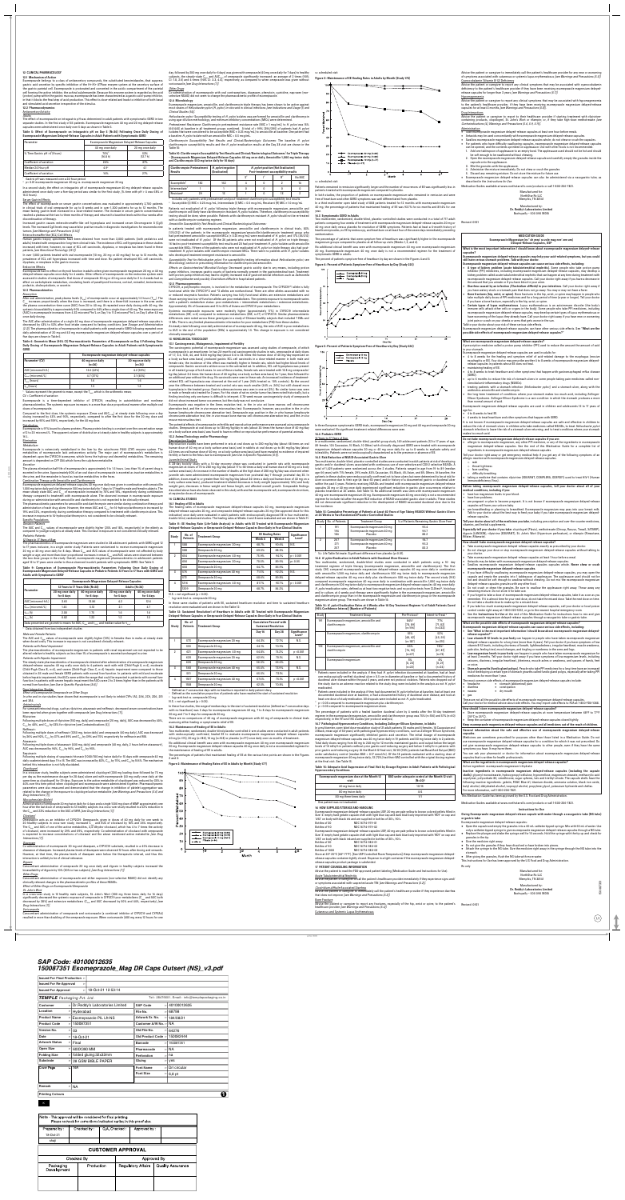## SAP Code: 40100012635

## 150087351 Esomeprazole_Mag DR Caps Outsert (NS)_v3.pdf

| | | | |
|---|---|---|---|
| Issued For Final Production | | | |
| Issued For Pre-Approval | | | |
| Issued For Approval | 19-Oct-21 12:51:14 | | |
| **TEMPLE** Packaging Pvt. Ltd. | | | |
| Customer | Dr Reddy's Laboratories Limited | SAP Code | 40100012635 |
| Location | Hyderabad | | |
| Product Name | Esomeprazole Ph. LR-NS | | |
| Product code | 150087351 | | |
| Version No | 03 | | |
| Date | 19-Oct-21 | | |
| Artwork Status | Final | | |

## CUSTOMER APPROVAL

| Checked By | | Approved By | |
|---|---|---|---|
| Packaging Development | Production | Regulatory Affairs | Quality Assurance |
| | | | |